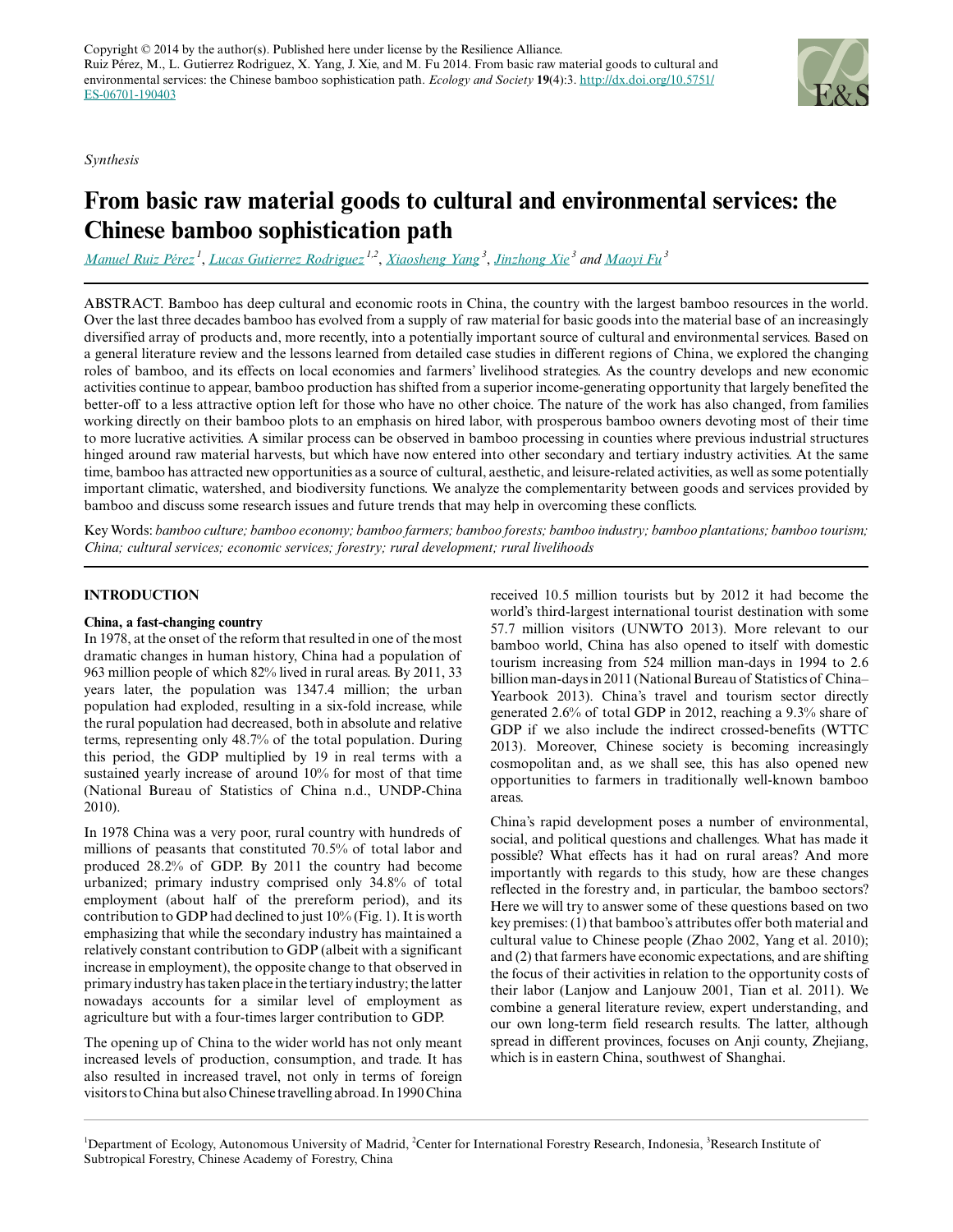Copyright © 2014 by the author(s). Published here under license by the Resilience Alliance.
Ruiz Pérez, M., L. Gutierrez Rodriguez, X. Yang, J. Xie, and M. Fu 2014. From basic raw material goods to cultural and environmental services: the Chinese bamboo sophistication path. *Ecology and Society* **19**(4):3. http://dx.doi.org/10.5751/ES-06701-190403

*Synthesis*

# From basic raw material goods to cultural and environmental services: the Chinese bamboo sophistication path

Manuel Ruiz Pérez [1], Lucas Gutierrez Rodriguez [1,2], Xiaosheng Yang [3], Jinzhong Xie [3] and Maoyi Fu [3]

ABSTRACT. Bamboo has deep cultural and economic roots in China, the country with the largest bamboo resources in the world. Over the last three decades bamboo has evolved from a supply of raw material for basic goods into the material base of an increasingly diversified array of products and, more recently, into a potentially important source of cultural and environmental services. Based on a general literature review and the lessons learned from detailed case studies in different regions of China, we explored the changing roles of bamboo, and its effects on local economies and farmers' livelihood strategies. As the country develops and new economic activities continue to appear, bamboo production has shifted from a superior income-generating opportunity that largely benefited the better-off to a less attractive option left for those who have no other choice. The nature of the work has also changed, from families working directly on their bamboo plots to an emphasis on hired labor, with prosperous bamboo owners devoting most of their time to more lucrative activities. A similar process can be observed in bamboo processing in counties where previous industrial structures hinged around raw material harvests, but which have now entered into other secondary and tertiary industry activities. At the same time, bamboo has attracted new opportunities as a source of cultural, aesthetic, and leisure-related activities, as well as some potentially important climatic, watershed, and biodiversity functions. We analyze the complementarity between goods and services provided by bamboo and discuss some research issues and future trends that may help in overcoming these conflicts.

Key Words: *bamboo culture; bamboo economy; bamboo farmers; bamboo forests; bamboo industry; bamboo plantations; bamboo tourism; China; cultural services; economic services; forestry; rural development; rural livelihoods*

## INTRODUCTION

### China, a fast-changing country

In 1978, at the onset of the reform that resulted in one of the most dramatic changes in human history, China had a population of 963 million people of which 82% lived in rural areas. By 2011, 33 years later, the population was 1347.4 million; the urban population had exploded, resulting in a six-fold increase, while the rural population had decreased, both in absolute and relative terms, representing only 48.7% of the total population. During this period, the GDP multiplied by 19 in real terms with a sustained yearly increase of around 10% for most of that time (National Bureau of Statistics of China n.d., UNDP-China 2010).

In 1978 China was a very poor, rural country with hundreds of millions of peasants that constituted 70.5% of total labor and produced 28.2% of GDP. By 2011 the country had become urbanized; primary industry comprised only 34.8% of total employment (about half of the prereform period), and its contribution to GDP had declined to just 10% (Fig. 1). It is worth emphasizing that while the secondary industry has maintained a relatively constant contribution to GDP (albeit with a significant increase in employment), the opposite change to that observed in primary industry has taken place in the tertiary industry; the latter nowadays accounts for a similar level of employment as agriculture but with a four-times larger contribution to GDP.

The opening up of China to the wider world has not only meant increased levels of production, consumption, and trade. It has also resulted in increased travel, not only in terms of foreign visitors to China but also Chinese travelling abroad. In 1990 China received 10.5 million tourists but by 2012 it had become the world's third-largest international tourist destination with some 57.7 million visitors (UNWTO 2013). More relevant to our bamboo world, China has also opened to itself with domestic tourism increasing from 524 million man-days in 1994 to 2.6 billion man-days in 2011 (National Bureau of Statistics of China–Yearbook 2013). China's travel and tourism sector directly generated 2.6% of total GDP in 2012, reaching a 9.3% share of GDP if we also include the indirect crossed-benefits (WTTC 2013). Moreover, Chinese society is becoming increasingly cosmopolitan and, as we shall see, this has also opened new opportunities to farmers in traditionally well-known bamboo areas.

China's rapid development poses a number of environmental, social, and political questions and challenges. What has made it possible? What effects has it had on rural areas? And more importantly with regards to this study, how are these changes reflected in the forestry and, in particular, the bamboo sectors? Here we will try to answer some of these questions based on two key premises: (1) that bamboo's attributes offer both material and cultural value to Chinese people (Zhao 2002, Yang et al. 2010); and (2) that farmers have economic expectations, and are shifting the focus of their activities in relation to the opportunity costs of their labor (Lanjow and Lanjouw 2001, Tian et al. 2011). We combine a general literature review, expert understanding, and our own long-term field research results. The latter, although spread in different provinces, focuses on Anji county, Zhejiang, which is in eastern China, southwest of Shanghai.

[1]Department of Ecology, Autonomous University of Madrid, [2]Center for International Forestry Research, Indonesia, [3]Research Institute of Subtropical Forestry, Chinese Academy of Forestry, China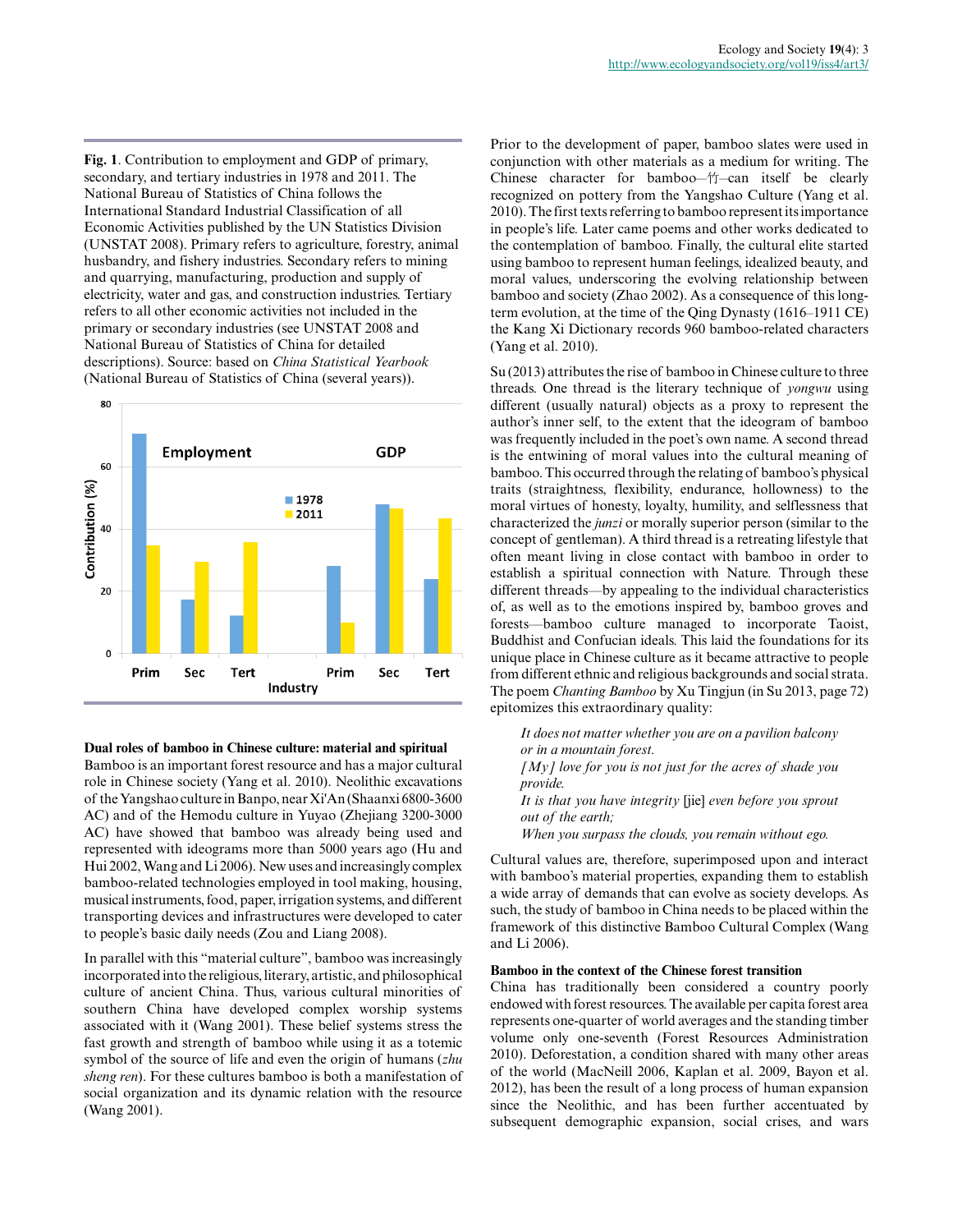**Fig. 1**. Contribution to employment and GDP of primary, secondary, and tertiary industries in 1978 and 2011. The National Bureau of Statistics of China follows the International Standard Industrial Classification of all Economic Activities published by the UN Statistics Division (UNSTAT 2008). Primary refers to agriculture, forestry, animal husbandry, and fishery industries. Secondary refers to mining and quarrying, manufacturing, production and supply of electricity, water and gas, and construction industries. Tertiary refers to all other economic activities not included in the primary or secondary industries (see UNSTAT 2008 and National Bureau of Statistics of China for detailed descriptions). Source: based on *China Statistical Yearbook* (National Bureau of Statistics of China (several years)).

Employment
GDP
1978
2011
Contribution (%)
0
20
40
60
80
Prim
Sec
Tert
Prim
Sec
Tert
Industry

**Dual roles of bamboo in Chinese culture: material and spiritual**

Bamboo is an important forest resource and has a major cultural role in Chinese society (Yang et al. 2010). Neolithic excavations of the Yangshao culture in Banpo, near Xi'An (Shaanxi 6800-3600 AC) and of the Hemodu culture in Yuyao (Zhejiang 3200-3000 AC) have showed that bamboo was already being used and represented with ideograms more than 5000 years ago (Hu and Hui 2002, Wang and Li 2006). New uses and increasingly complex bamboo-related technologies employed in tool making, housing, musical instruments, food, paper, irrigation systems, and different transporting devices and infrastructures were developed to cater to people's basic daily needs (Zou and Liang 2008).

In parallel with this "material culture", bamboo was increasingly incorporated into the religious, literary, artistic, and philosophical culture of ancient China. Thus, various cultural minorities of southern China have developed complex worship systems associated with it (Wang 2001). These belief systems stress the fast growth and strength of bamboo while using it as a totemic symbol of the source of life and even the origin of humans (*zhu sheng ren*). For these cultures bamboo is both a manifestation of social organization and its dynamic relation with the resource (Wang 2001).

Prior to the development of paper, bamboo slates were used in conjunction with other materials as a medium for writing. The Chinese character for bamboo—竹—can itself be clearly recognized on pottery from the Yangshao Culture (Yang et al. 2010). The first texts referring to bamboo represent its importance in people's life. Later came poems and other works dedicated to the contemplation of bamboo. Finally, the cultural elite started using bamboo to represent human feelings, idealized beauty, and moral values, underscoring the evolving relationship between bamboo and society (Zhao 2002). As a consequence of this long-term evolution, at the time of the Qing Dynasty (1616–1911 CE) the Kang Xi Dictionary records 960 bamboo-related characters (Yang et al. 2010).

Su (2013) attributes the rise of bamboo in Chinese culture to three threads. One thread is the literary technique of *yongwu* using different (usually natural) objects as a proxy to represent the author's inner self, to the extent that the ideogram of bamboo was frequently included in the poet's own name. A second thread is the entwining of moral values into the cultural meaning of bamboo. This occurred through the relating of bamboo's physical traits (straightness, flexibility, endurance, hollowness) to the moral virtues of honesty, loyalty, humility, and selflessness that characterized the *junzi* or morally superior person (similar to the concept of gentleman). A third thread is a retreating lifestyle that often meant living in close contact with bamboo in order to establish a spiritual connection with Nature. Through these different threads—by appealing to the individual characteristics of, as well as to the emotions inspired by, bamboo groves and forests—bamboo culture managed to incorporate Taoist, Buddhist and Confucian ideals. This laid the foundations for its unique place in Chinese culture as it became attractive to people from different ethnic and religious backgrounds and social strata. The poem *Chanting Bamboo* by Xu Tingjun (in Su 2013, page 72) epitomizes this extraordinary quality:

> *It does not matter whether you are on a pavilion balcony or in a mountain forest.*
> *[My] love for you is not just for the acres of shade you provide.*
> *It is that you have integrity* [jie] *even before you sprout out of the earth;*
> *When you surpass the clouds, you remain without ego.*

Cultural values are, therefore, superimposed upon and interact with bamboo's material properties, expanding them to establish a wide array of demands that can evolve as society develops. As such, the study of bamboo in China needs to be placed within the framework of this distinctive Bamboo Cultural Complex (Wang and Li 2006).

**Bamboo in the context of the Chinese forest transition**

China has traditionally been considered a country poorly endowed with forest resources. The available per capita forest area represents one-quarter of world averages and the standing timber volume only one-seventh (Forest Resources Administration 2010). Deforestation, a condition shared with many other areas of the world (MacNeill 2006, Kaplan et al. 2009, Bayon et al. 2012), has been the result of a long process of human expansion since the Neolithic, and has been further accentuated by subsequent demographic expansion, social crises, and wars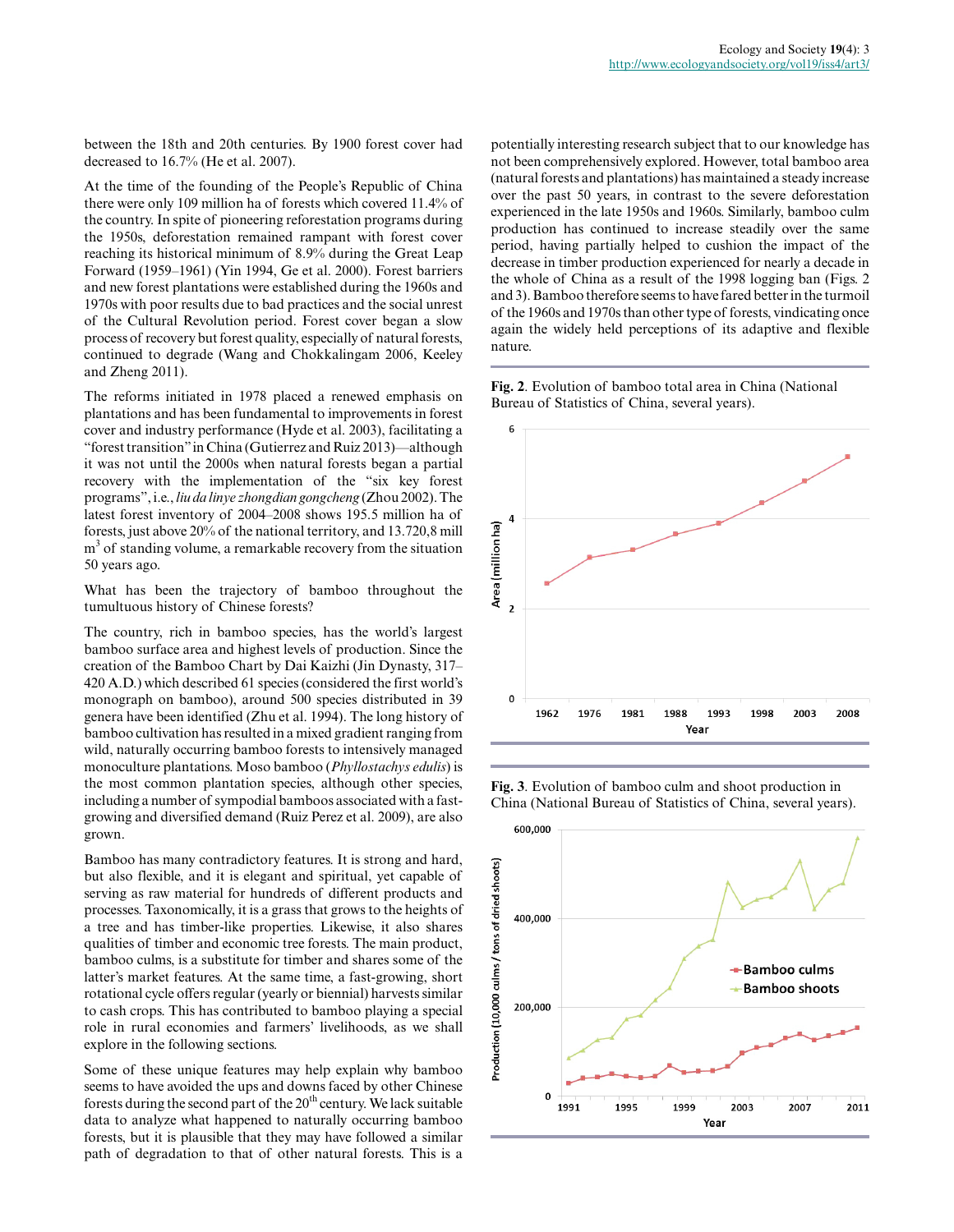between the 18th and 20th centuries. By 1900 forest cover had decreased to 16.7% (He et al. 2007).

At the time of the founding of the People's Republic of China there were only 109 million ha of forests which covered 11.4% of the country. In spite of pioneering reforestation programs during the 1950s, deforestation remained rampant with forest cover reaching its historical minimum of 8.9% during the Great Leap Forward (1959–1961) (Yin 1994, Ge et al. 2000). Forest barriers and new forest plantations were established during the 1960s and 1970s with poor results due to bad practices and the social unrest of the Cultural Revolution period. Forest cover began a slow process of recovery but forest quality, especially of natural forests, continued to degrade (Wang and Chokkalingam 2006, Keeley and Zheng 2011).

The reforms initiated in 1978 placed a renewed emphasis on plantations and has been fundamental to improvements in forest cover and industry performance (Hyde et al. 2003), facilitating a "forest transition" in China (Gutierrez and Ruiz 2013)—although it was not until the 2000s when natural forests began a partial recovery with the implementation of the "six key forest programs", i.e., *liu da linye zhongdian gongcheng* (Zhou 2002). The latest forest inventory of 2004–2008 shows 195.5 million ha of forests, just above 20% of the national territory, and 13.720,8 mill $m^3$ of standing volume, a remarkable recovery from the situation 50 years ago.

What has been the trajectory of bamboo throughout the tumultuous history of Chinese forests?

The country, rich in bamboo species, has the world's largest bamboo surface area and highest levels of production. Since the creation of the Bamboo Chart by Dai Kaizhi (Jin Dynasty, 317–420 A.D.) which described 61 species (considered the first world's monograph on bamboo), around 500 species distributed in 39 genera have been identified (Zhu et al. 1994). The long history of bamboo cultivation has resulted in a mixed gradient ranging from wild, naturally occurring bamboo forests to intensively managed monoculture plantations. Moso bamboo (*Phyllostachys edulis*) is the most common plantation species, although other species, including a number of sympodial bamboos associated with a fast-growing and diversified demand (Ruiz Perez et al. 2009), are also grown.

Bamboo has many contradictory features. It is strong and hard, but also flexible, and it is elegant and spiritual, yet capable of serving as raw material for hundreds of different products and processes. Taxonomically, it is a grass that grows to the heights of a tree and has timber-like properties. Likewise, it also shares qualities of timber and economic tree forests. The main product, bamboo culms, is a substitute for timber and shares some of the latter's market features. At the same time, a fast-growing, short rotational cycle offers regular (yearly or biennial) harvests similar to cash crops. This has contributed to bamboo playing a special role in rural economies and farmers' livelihoods, as we shall explore in the following sections.

Some of these unique features may help explain why bamboo seems to have avoided the ups and downs faced by other Chinese forests during the second part of the 20th century. We lack suitable data to analyze what happened to naturally occurring bamboo forests, but it is plausible that they may have followed a similar path of degradation to that of other natural forests. This is a potentially interesting research subject that to our knowledge has not been comprehensively explored. However, total bamboo area (natural forests and plantations) has maintained a steady increase over the past 50 years, in contrast to the severe deforestation experienced in the late 1950s and 1960s. Similarly, bamboo culm production has continued to increase steadily over the same period, having partially helped to cushion the impact of the decrease in timber production experienced for nearly a decade in the whole of China as a result of the 1998 logging ban (Figs. 2 and 3). Bamboo therefore seems to have fared better in the turmoil of the 1960s and 1970s than other type of forests, vindicating once again the widely held perceptions of its adaptive and flexible nature.

**Fig. 2**. Evolution of bamboo total area in China (National Bureau of Statistics of China, several years).

Area (million ha)
0
2
4
6
1962 1976 1981 1988 1993 1998 2003 2008
Year

**Fig. 3**. Evolution of bamboo culm and shoot production in China (National Bureau of Statistics of China, several years).

Production (10,000 culms / tons of dried shoots)
0
200,000
400,000
600,000
1991 1995 1999 2003 2007 2011
Year
Bamboo culms
Bamboo shoots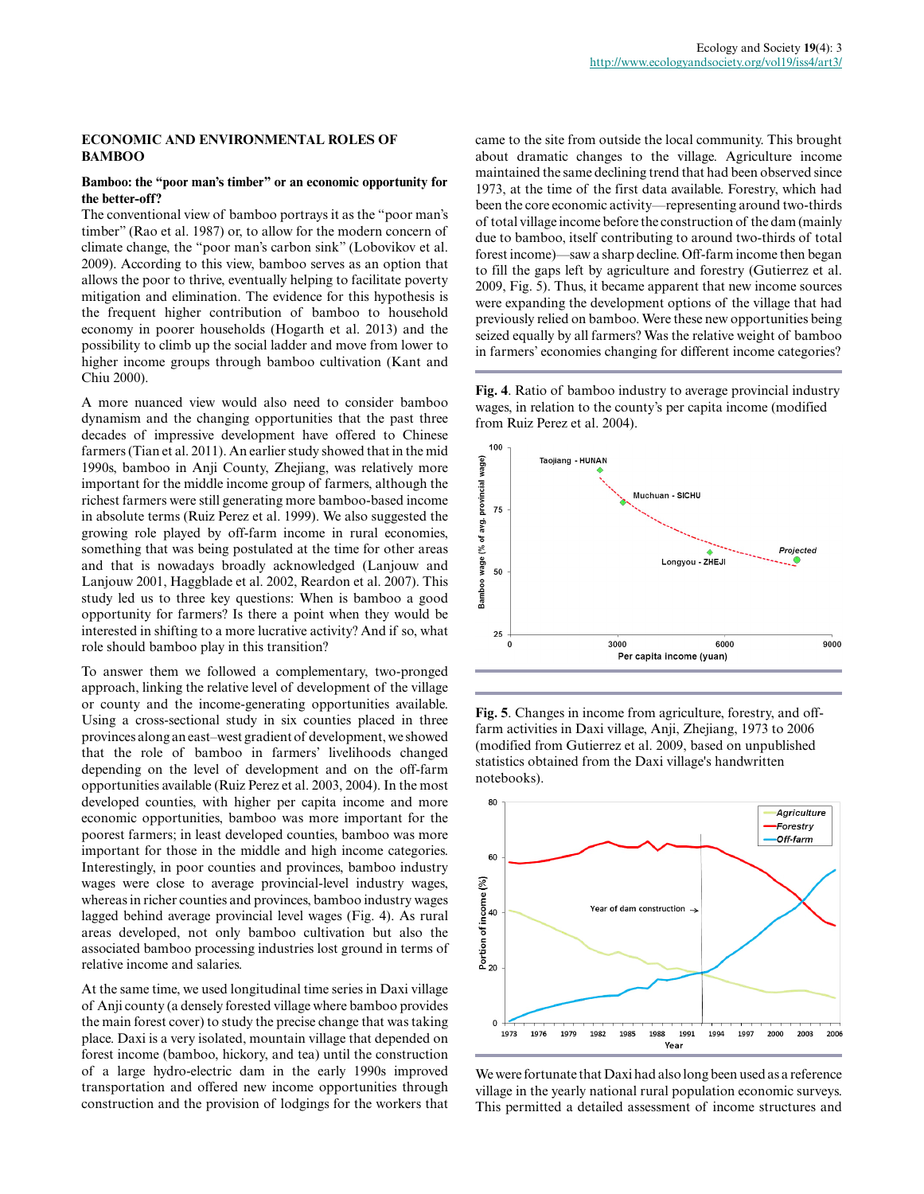## ECONOMIC AND ENVIRONMENTAL ROLES OF BAMBOO

### Bamboo: the "poor man's timber" or an economic opportunity for the better-off?

The conventional view of bamboo portrays it as the "poor man's timber" (Rao et al. 1987) or, to allow for the modern concern of climate change, the "poor man's carbon sink" (Lobovikov et al. 2009). According to this view, bamboo serves as an option that allows the poor to thrive, eventually helping to facilitate poverty mitigation and elimination. The evidence for this hypothesis is the frequent higher contribution of bamboo to household economy in poorer households (Hogarth et al. 2013) and the possibility to climb up the social ladder and move from lower to higher income groups through bamboo cultivation (Kant and Chiu 2000).

A more nuanced view would also need to consider bamboo dynamism and the changing opportunities that the past three decades of impressive development have offered to Chinese farmers (Tian et al. 2011). An earlier study showed that in the mid 1990s, bamboo in Anji County, Zhejiang, was relatively more important for the middle income group of farmers, although the richest farmers were still generating more bamboo-based income in absolute terms (Ruiz Perez et al. 1999). We also suggested the growing role played by off-farm income in rural economies, something that was being postulated at the time for other areas and that is nowadays broadly acknowledged (Lanjouw and Lanjouw 2001, Haggblade et al. 2002, Reardon et al. 2007). This study led us to three key questions: When is bamboo a good opportunity for farmers? Is there a point when they would be interested in shifting to a more lucrative activity? And if so, what role should bamboo play in this transition?

To answer them we followed a complementary, two-pronged approach, linking the relative level of development of the village or county and the income-generating opportunities available. Using a cross-sectional study in six counties placed in three provinces along an east–west gradient of development, we showed that the role of bamboo in farmers' livelihoods changed depending on the level of development and on the off-farm opportunities available (Ruiz Perez et al. 2003, 2004). In the most developed counties, with higher per capita income and more economic opportunities, bamboo was more important for the poorest farmers; in least developed counties, bamboo was more important for those in the middle and high income categories. Interestingly, in poor counties and provinces, bamboo industry wages were close to average provincial-level industry wages, whereas in richer counties and provinces, bamboo industry wages lagged behind average provincial level wages (Fig. 4). As rural areas developed, not only bamboo cultivation but also the associated bamboo processing industries lost ground in terms of relative income and salaries.

At the same time, we used longitudinal time series in Daxi village of Anji county (a densely forested village where bamboo provides the main forest cover) to study the precise change that was taking place. Daxi is a very isolated, mountain village that depended on forest income (bamboo, hickory, and tea) until the construction of a large hydro-electric dam in the early 1990s improved transportation and offered new income opportunities through construction and the provision of lodgings for the workers that came to the site from outside the local community. This brought about dramatic changes to the village. Agriculture income maintained the same declining trend that had been observed since 1973, at the time of the first data available. Forestry, which had been the core economic activity—representing around two-thirds of total village income before the construction of the dam (mainly due to bamboo, itself contributing to around two-thirds of total forest income)—saw a sharp decline. Off-farm income then began to fill the gaps left by agriculture and forestry (Gutierrez et al. 2009, Fig. 5). Thus, it became apparent that new income sources were expanding the development options of the village that had previously relied on bamboo. Were these new opportunities being seized equally by all farmers? Was the relative weight of bamboo in farmers' economies changing for different income categories?

**Fig. 4**. Ratio of bamboo industry to average provincial industry wages, in relation to the county's per capita income (modified from Ruiz Perez et al. 2004).

Bamboo wage (% of avg. provincial wage)
100
75
50
25
0
3000
6000
9000
Per capita income (yuan)
Taojiang - HUNAN
Muchuan - SICHU
Longyou - ZHEJI
Projected

**Fig. 5**. Changes in income from agriculture, forestry, and off-farm activities in Daxi village, Anji, Zhejiang, 1973 to 2006 (modified from Gutierrez et al. 2009, based on unpublished statistics obtained from the Daxi village's handwritten notebooks).

Portion of income (%)
80
60
40
20
0
1973
1976
1979
1982
1985
1988
1991
1994
1997
2000
2003
2006
Year
Agriculture
Forestry
Off-farm
Year of dam construction

We were fortunate that Daxi had also long been used as a reference village in the yearly national rural population economic surveys. This permitted a detailed assessment of income structures and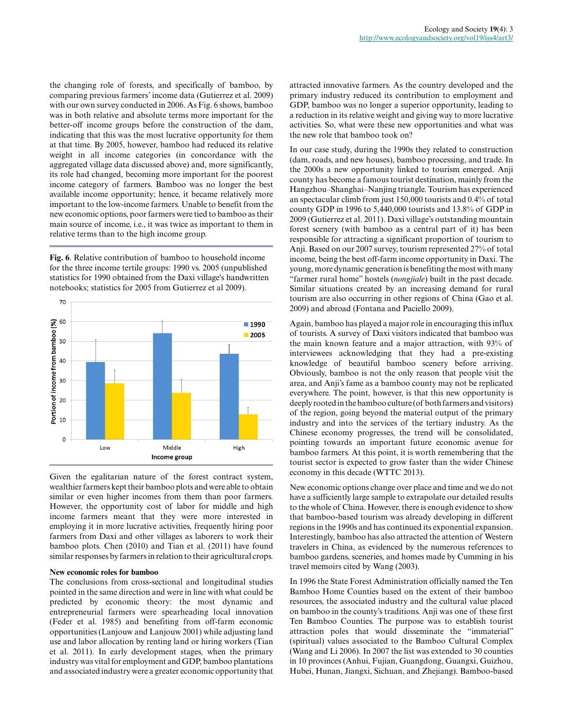the changing role of forests, and specifically of bamboo, by comparing previous farmers' income data (Gutierrez et al. 2009) with our own survey conducted in 2006. As Fig. 6 shows, bamboo was in both relative and absolute terms more important for the better-off income groups before the construction of the dam, indicating that this was the most lucrative opportunity for them at that time. By 2005, however, bamboo had reduced its relative weight in all income categories (in concordance with the aggregated village data discussed above) and, more significantly, its role had changed, becoming more important for the poorest income category of farmers. Bamboo was no longer the best available income opportunity; hence, it became relatively more important to the low-income farmers. Unable to benefit from the new economic options, poor farmers were tied to bamboo as their main source of income, i.e., it was twice as important to them in relative terms than to the high income group.

**Fig. 6**. Relative contribution of bamboo to household income for the three income tertile groups: 1990 vs. 2005 (unpublished statistics for 1990 obtained from the Daxi village's handwritten notebooks; statistics for 2005 from Gutierrez et al 2009).

Portion of income from bamboo (%)
0
10
20
30
40
50
60
70
1990
2005
Low
Middle
High
Income group

Given the egalitarian nature of the forest contract system, wealthier farmers kept their bamboo plots and were able to obtain similar or even higher incomes from them than poor farmers. However, the opportunity cost of labor for middle and high income farmers meant that they were more interested in employing it in more lucrative activities, frequently hiring poor farmers from Daxi and other villages as laborers to work their bamboo plots. Chen (2010) and Tian et al. (2011) have found similar responses by farmers in relation to their agricultural crops.

### New economic roles for bamboo

The conclusions from cross-sectional and longitudinal studies pointed in the same direction and were in line with what could be predicted by economic theory: the most dynamic and entrepreneurial farmers were spearheading local innovation (Feder et al. 1985) and benefiting from off-farm economic opportunities (Lanjouw and Lanjouw 2001) while adjusting land use and labor allocation by renting land or hiring workers (Tian et al. 2011). In early development stages, when the primary industry was vital for employment and GDP, bamboo plantations and associated industry were a greater economic opportunity that attracted innovative farmers. As the country developed and the primary industry reduced its contribution to employment and GDP, bamboo was no longer a superior opportunity, leading to a reduction in its relative weight and giving way to more lucrative activities. So, what were these new opportunities and what was the new role that bamboo took on?

In our case study, during the 1990s they related to construction (dam, roads, and new houses), bamboo processing, and trade. In the 2000s a new opportunity linked to tourism emerged. Anji county has become a famous tourist destination, mainly from the Hangzhou–Shanghai–Nanjing triangle. Tourism has experienced an spectacular climb from just 150,000 tourists and 0.4% of total county GDP in 1996 to 5,440,000 tourists and 13.8% of GDP in 2009 (Gutierrez et al. 2011). Daxi village's outstanding mountain forest scenery (with bamboo as a central part of it) has been responsible for attracting a significant proportion of tourism to Anji. Based on our 2007 survey, tourism represented 27% of total income, being the best off-farm income opportunity in Daxi. The young, more dynamic generation is benefiting the most with many "farmer rural home" hostels (*nongjiale*) built in the past decade. Similar situations created by an increasing demand for rural tourism are also occurring in other regions of China (Gao et al. 2009) and abroad (Fontana and Paciello 2009).

Again, bamboo has played a major role in encouraging this influx of tourists. A survey of Daxi visitors indicated that bamboo was the main known feature and a major attraction, with 93% of interviewees acknowledging that they had a pre-existing knowledge of beautiful bamboo scenery before arriving. Obviously, bamboo is not the only reason that people visit the area, and Anji's fame as a bamboo county may not be replicated everywhere. The point, however, is that this new opportunity is deeply rooted in the bamboo culture (of both farmers and visitors) of the region, going beyond the material output of the primary industry and into the services of the tertiary industry. As the Chinese economy progresses, the trend will be consolidated, pointing towards an important future economic avenue for bamboo farmers. At this point, it is worth remembering that the tourist sector is expected to grow faster than the wider Chinese economy in this decade (WTTC 2013).

New economic options change over place and time and we do not have a sufficiently large sample to extrapolate our detailed results to the whole of China. However, there is enough evidence to show that bamboo-based tourism was already developing in different regions in the 1990s and has continued its exponential expansion. Interestingly, bamboo has also attracted the attention of Western travelers in China, as evidenced by the numerous references to bamboo gardens, sceneries, and homes made by Cumming in his travel memoirs cited by Wang (2003).

In 1996 the State Forest Administration officially named the Ten Bamboo Home Counties based on the extent of their bamboo resources, the associated industry and the cultural value placed on bamboo in the county's traditions. Anji was one of these first Ten Bamboo Counties. The purpose was to establish tourist attraction poles that would disseminate the "immaterial" (spiritual) values associated to the Bamboo Cultural Complex (Wang and Li 2006). In 2007 the list was extended to 30 counties in 10 provinces (Anhui, Fujian, Guangdong, Guangxi, Guizhou, Hubei, Hunan, Jiangxi, Sichuan, and Zhejiang). Bamboo-based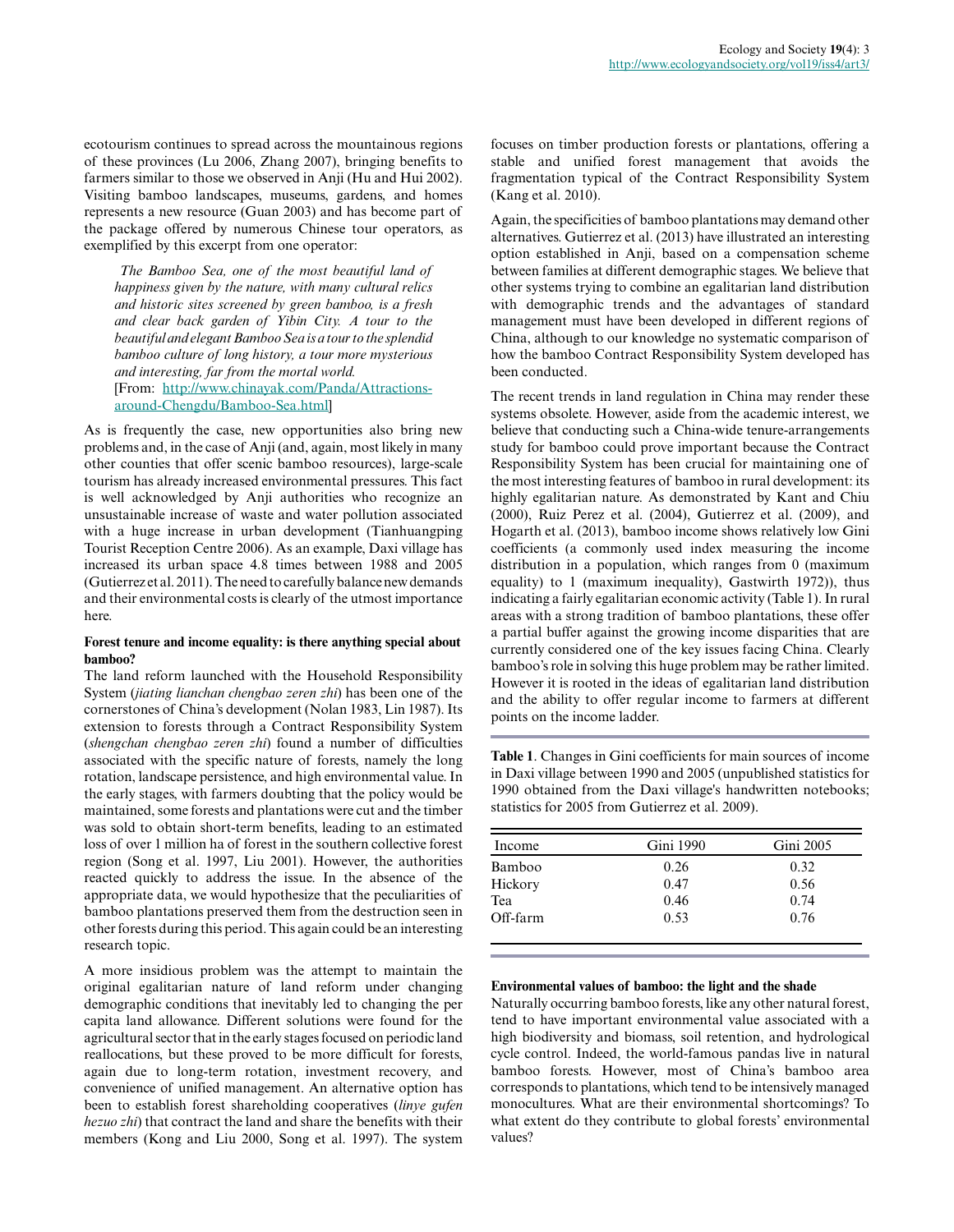ecotourism continues to spread across the mountainous regions of these provinces (Lu 2006, Zhang 2007), bringing benefits to farmers similar to those we observed in Anji (Hu and Hui 2002). Visiting bamboo landscapes, museums, gardens, and homes represents a new resource (Guan 2003) and has become part of the package offered by numerous Chinese tour operators, as exemplified by this excerpt from one operator:

> *The Bamboo Sea, one of the most beautiful land of happiness given by the nature, with many cultural relics and historic sites screened by green bamboo, is a fresh and clear back garden of Yibin City. A tour to the beautiful and elegant Bamboo Sea is a tour to the splendid bamboo culture of long history, a tour more mysterious and interesting, far from the mortal world.*
> [From: http://www.chinayak.com/Panda/Attractions-around-Chengdu/Bamboo-Sea.html]

As is frequently the case, new opportunities also bring new problems and, in the case of Anji (and, again, most likely in many other counties that offer scenic bamboo resources), large-scale tourism has already increased environmental pressures. This fact is well acknowledged by Anji authorities who recognize an unsustainable increase of waste and water pollution associated with a huge increase in urban development (Tianhuangping Tourist Reception Centre 2006). As an example, Daxi village has increased its urban space 4.8 times between 1988 and 2005 (Gutierrez et al. 2011). The need to carefully balance new demands and their environmental costs is clearly of the utmost importance here.

### Forest tenure and income equality: is there anything special about bamboo?

The land reform launched with the Household Responsibility System (*jiating lianchan chengbao zeren zhi*) has been one of the cornerstones of China's development (Nolan 1983, Lin 1987). Its extension to forests through a Contract Responsibility System (*shengchan chengbao zeren zhi*) found a number of difficulties associated with the specific nature of forests, namely the long rotation, landscape persistence, and high environmental value. In the early stages, with farmers doubting that the policy would be maintained, some forests and plantations were cut and the timber was sold to obtain short-term benefits, leading to an estimated loss of over 1 million ha of forest in the southern collective forest region (Song et al. 1997, Liu 2001). However, the authorities reacted quickly to address the issue. In the absence of the appropriate data, we would hypothesize that the peculiarities of bamboo plantations preserved them from the destruction seen in other forests during this period. This again could be an interesting research topic.

A more insidious problem was the attempt to maintain the original egalitarian nature of land reform under changing demographic conditions that inevitably led to changing the per capita land allowance. Different solutions were found for the agricultural sector that in the early stages focused on periodic land reallocations, but these proved to be more difficult for forests, again due to long-term rotation, investment recovery, and convenience of unified management. An alternative option has been to establish forest shareholding cooperatives (*linye gufen hezuo zhi*) that contract the land and share the benefits with their members (Kong and Liu 2000, Song et al. 1997). The system focuses on timber production forests or plantations, offering a stable and unified forest management that avoids the fragmentation typical of the Contract Responsibility System (Kang et al. 2010).

Again, the specificities of bamboo plantations may demand other alternatives. Gutierrez et al. (2013) have illustrated an interesting option established in Anji, based on a compensation scheme between families at different demographic stages. We believe that other systems trying to combine an egalitarian land distribution with demographic trends and the advantages of standard management must have been developed in different regions of China, although to our knowledge no systematic comparison of how the bamboo Contract Responsibility System developed has been conducted.

The recent trends in land regulation in China may render these systems obsolete. However, aside from the academic interest, we believe that conducting such a China-wide tenure-arrangements study for bamboo could prove important because the Contract Responsibility System has been crucial for maintaining one of the most interesting features of bamboo in rural development: its highly egalitarian nature. As demonstrated by Kant and Chiu (2000), Ruiz Perez et al. (2004), Gutierrez et al. (2009), and Hogarth et al. (2013), bamboo income shows relatively low Gini coefficients (a commonly used index measuring the income distribution in a population, which ranges from 0 (maximum equality) to 1 (maximum inequality), Gastwirth 1972)), thus indicating a fairly egalitarian economic activity (Table 1). In rural areas with a strong tradition of bamboo plantations, these offer a partial buffer against the growing income disparities that are currently considered one of the key issues facing China. Clearly bamboo's role in solving this huge problem may be rather limited. However it is rooted in the ideas of egalitarian land distribution and the ability to offer regular income to farmers at different points on the income ladder.

**Table 1**. Changes in Gini coefficients for main sources of income in Daxi village between 1990 and 2005 (unpublished statistics for 1990 obtained from the Daxi village's handwritten notebooks; statistics for 2005 from Gutierrez et al. 2009).

| Income | Gini 1990 | Gini 2005 |
|---|---|---|
| Bamboo | 0.26 | 0.32 |
| Hickory | 0.47 | 0.56 |
| Tea | 0.46 | 0.74 |
| Off-farm | 0.53 | 0.76 |

### Environmental values of bamboo: the light and the shade

Naturally occurring bamboo forests, like any other natural forest, tend to have important environmental value associated with a high biodiversity and biomass, soil retention, and hydrological cycle control. Indeed, the world-famous pandas live in natural bamboo forests. However, most of China's bamboo area corresponds to plantations, which tend to be intensively managed monocultures. What are their environmental shortcomings? To what extent do they contribute to global forests' environmental values?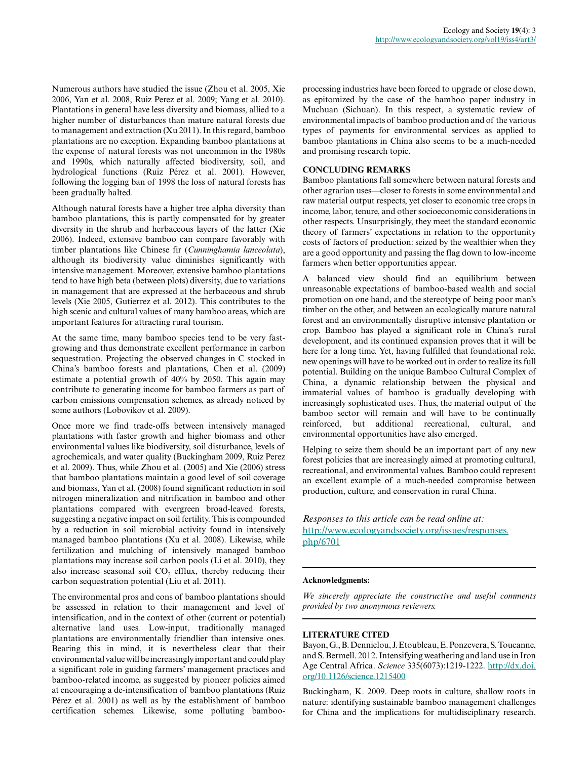Numerous authors have studied the issue (Zhou et al. 2005, Xie 2006, Yan et al. 2008, Ruiz Perez et al. 2009; Yang et al. 2010). Plantations in general have less diversity and biomass, allied to a higher number of disturbances than mature natural forests due to management and extraction (Xu 2011). In this regard, bamboo plantations are no exception. Expanding bamboo plantations at the expense of natural forests was not uncommon in the 1980s and 1990s, which naturally affected biodiversity, soil, and hydrological functions (Ruiz Pérez et al. 2001). However, following the logging ban of 1998 the loss of natural forests has been gradually halted.

Although natural forests have a higher tree alpha diversity than bamboo plantations, this is partly compensated for by greater diversity in the shrub and herbaceous layers of the latter (Xie 2006). Indeed, extensive bamboo can compare favorably with timber plantations like Chinese fir (*Cunninghamia lanceolata*), although its biodiversity value diminishes significantly with intensive management. Moreover, extensive bamboo plantations tend to have high beta (between plots) diversity, due to variations in management that are expressed at the herbaceous and shrub levels (Xie 2005, Gutierrez et al. 2012). This contributes to the high scenic and cultural values of many bamboo areas, which are important features for attracting rural tourism.

At the same time, many bamboo species tend to be very fast-growing and thus demonstrate excellent performance in carbon sequestration. Projecting the observed changes in C stocked in China's bamboo forests and plantations, Chen et al. (2009) estimate a potential growth of 40% by 2050. This again may contribute to generating income for bamboo farmers as part of carbon emissions compensation schemes, as already noticed by some authors (Lobovikov et al. 2009).

Once more we find trade-offs between intensively managed plantations with faster growth and higher biomass and other environmental values like biodiversity, soil disturbance, levels of agrochemicals, and water quality (Buckingham 2009, Ruiz Perez et al. 2009). Thus, while Zhou et al. (2005) and Xie (2006) stress that bamboo plantations maintain a good level of soil coverage and biomass, Yan et al. (2008) found significant reduction in soil nitrogen mineralization and nitrification in bamboo and other plantations compared with evergreen broad-leaved forests, suggesting a negative impact on soil fertility. This is compounded by a reduction in soil microbial activity found in intensively managed bamboo plantations (Xu et al. 2008). Likewise, while fertilization and mulching of intensively managed bamboo plantations may increase soil carbon pools (Li et al. 2010), they also increase seasonal soil $CO_2$ efflux, thereby reducing their carbon sequestration potential (Liu et al. 2011).

The environmental pros and cons of bamboo plantations should be assessed in relation to their management and level of intensification, and in the context of other (current or potential) alternative land uses. Low-input, traditionally managed plantations are environmentally friendlier than intensive ones. Bearing this in mind, it is nevertheless clear that their environmental value will be increasingly important and could play a significant role in guiding farmers' management practices and bamboo-related income, as suggested by pioneer policies aimed at encouraging a de-intensification of bamboo plantations (Ruiz Pérez et al. 2001) as well as by the establishment of bamboo certification schemes. Likewise, some polluting bamboo-processing industries have been forced to upgrade or close down, as epitomized by the case of the bamboo paper industry in Muchuan (Sichuan). In this respect, a systematic review of environmental impacts of bamboo production and of the various types of payments for environmental services as applied to bamboo plantations in China also seems to be a much-needed and promising research topic.

## CONCLUDING REMARKS

Bamboo plantations fall somewhere between natural forests and other agrarian uses—closer to forests in some environmental and raw material output respects, yet closer to economic tree crops in income, labor, tenure, and other socioeconomic considerations in other respects. Unsurprisingly, they meet the standard economic theory of farmers' expectations in relation to the opportunity costs of factors of production: seized by the wealthier when they are a good opportunity and passing the flag down to low-income farmers when better opportunities appear.

A balanced view should find an equilibrium between unreasonable expectations of bamboo-based wealth and social promotion on one hand, and the stereotype of being poor man's timber on the other, and between an ecologically mature natural forest and an environmentally disruptive intensive plantation or crop. Bamboo has played a significant role in China's rural development, and its continued expansion proves that it will be here for a long time. Yet, having fulfilled that foundational role, new openings will have to be worked out in order to realize its full potential. Building on the unique Bamboo Cultural Complex of China, a dynamic relationship between the physical and immaterial values of bamboo is gradually developing with increasingly sophisticated uses. Thus, the material output of the bamboo sector will remain and will have to be continually reinforced, but additional recreational, cultural, and environmental opportunities have also emerged.

Helping to seize them should be an important part of any new forest policies that are increasingly aimed at promoting cultural, recreational, and environmental values. Bamboo could represent an excellent example of a much-needed compromise between production, culture, and conservation in rural China.

*Responses to this article can be read online at:* http://www.ecologyandsociety.org/issues/responses.php/6701

---

**Acknowledgments:**

*We sincerely appreciate the constructive and useful comments provided by two anonymous reviewers.*

---

## LITERATURE CITED

Bayon, G., B. Dennielou, J. Etoubleau, E. Ponzevera, S. Toucanne, and S. Bermell. 2012. Intensifying weathering and land use in Iron Age Central Africa. *Science* 335(6073):1219-1222. http://dx.doi.org/10.1126/science.1215400

Buckingham, K. 2009. Deep roots in culture, shallow roots in nature: identifying sustainable bamboo management challenges for China and the implications for multidisciplinary research.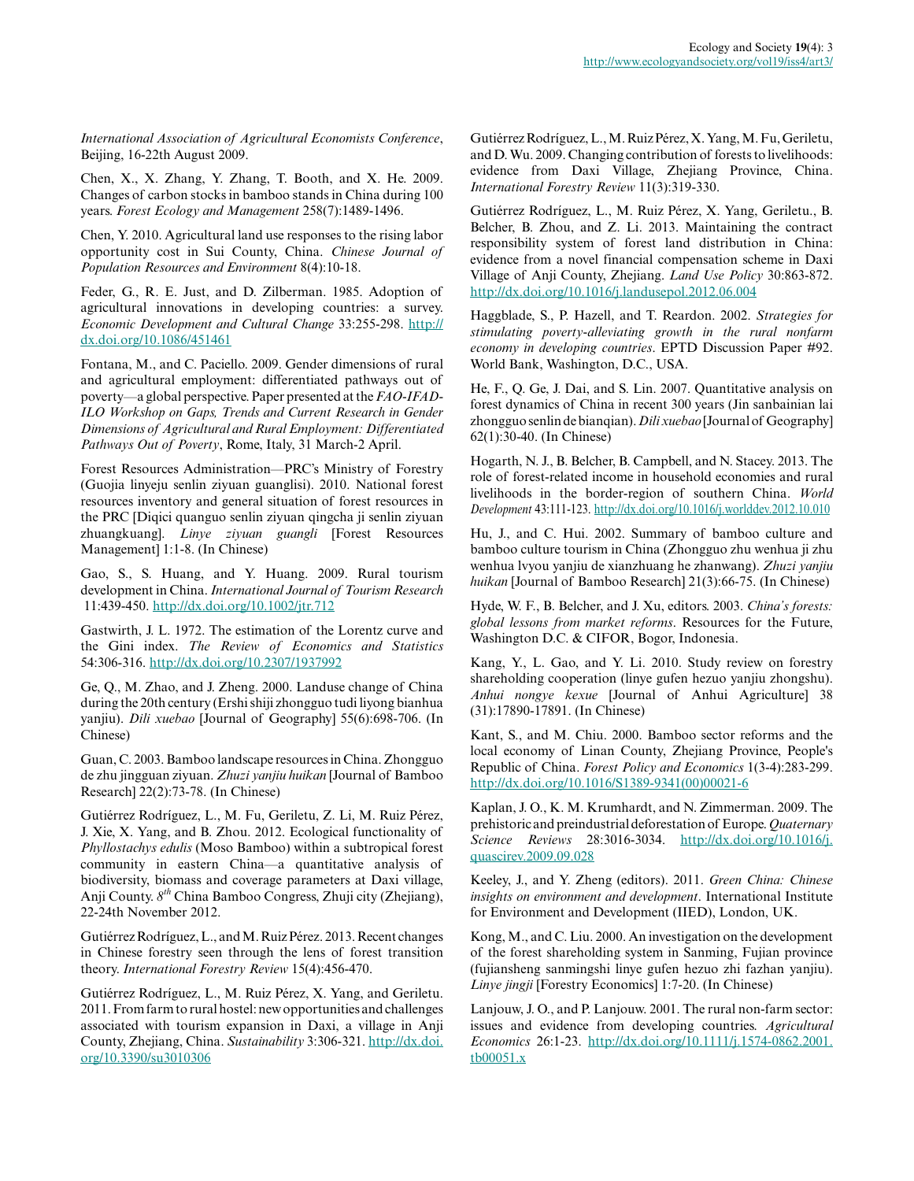*International Association of Agricultural Economists Conference*, Beijing, 16-22th August 2009.

Chen, X., X. Zhang, Y. Zhang, T. Booth, and X. He. 2009. Changes of carbon stocks in bamboo stands in China during 100 years. *Forest Ecology and Management* 258(7):1489-1496.

Chen, Y. 2010. Agricultural land use responses to the rising labor opportunity cost in Sui County, China. *Chinese Journal of Population Resources and Environment* 8(4):10-18.

Feder, G., R. E. Just, and D. Zilberman. 1985. Adoption of agricultural innovations in developing countries: a survey. *Economic Development and Cultural Change* 33:255-298. http://dx.doi.org/10.1086/451461

Fontana, M., and C. Paciello. 2009. Gender dimensions of rural and agricultural employment: differentiated pathways out of poverty—a global perspective. Paper presented at the *FAO-IFAD-ILO Workshop on Gaps, Trends and Current Research in Gender Dimensions of Agricultural and Rural Employment: Differentiated Pathways Out of Poverty*, Rome, Italy, 31 March-2 April.

Forest Resources Administration—PRC's Ministry of Forestry (Guojia linyeju senlin ziyuan guanglisi). 2010. National forest resources inventory and general situation of forest resources in the PRC [Diqici quanguo senlin ziyuan qingcha ji senlin ziyuan zhuangkuang]. *Linye ziyuan guangli* [Forest Resources Management] 1:1-8. (In Chinese)

Gao, S., S. Huang, and Y. Huang. 2009. Rural tourism development in China. *International Journal of Tourism Research* 11:439-450. http://dx.doi.org/10.1002/jtr.712

Gastwirth, J. L. 1972. The estimation of the Lorentz curve and the Gini index. *The Review of Economics and Statistics* 54:306-316. http://dx.doi.org/10.2307/1937992

Ge, Q., M. Zhao, and J. Zheng. 2000. Landuse change of China during the 20th century (Ershi shiji zhongguo tudi liyong bianhua yanjiu). *Dili xuebao* [Journal of Geography] 55(6):698-706. (In Chinese)

Guan, C. 2003. Bamboo landscape resources in China. Zhongguo de zhu jingguan ziyuan. *Zhuzi yanjiu huikan* [Journal of Bamboo Research] 22(2):73-78. (In Chinese)

Gutiérrez Rodríguez, L., M. Fu, Geriletu, Z. Li, M. Ruiz Pérez, J. Xie, X. Yang, and B. Zhou. 2012. Ecological functionality of *Phyllostachys edulis* (Moso Bamboo) within a subtropical forest community in eastern China—a quantitative analysis of biodiversity, biomass and coverage parameters at Daxi village, Anji County. *8th* China Bamboo Congress, Zhuji city (Zhejiang), 22-24th November 2012.

Gutiérrez Rodríguez, L., and M. Ruiz Pérez. 2013. Recent changes in Chinese forestry seen through the lens of forest transition theory. *International Forestry Review* 15(4):456-470.

Gutiérrez Rodríguez, L., M. Ruiz Pérez, X. Yang, and Geriletu. 2011. From farm to rural hostel: new opportunities and challenges associated with tourism expansion in Daxi, a village in Anji County, Zhejiang, China. *Sustainability* 3:306-321. http://dx.doi.org/10.3390/su3010306

Gutiérrez Rodríguez, L., M. Ruiz Pérez, X. Yang, M. Fu, Geriletu, and D. Wu. 2009. Changing contribution of forests to livelihoods: evidence from Daxi Village, Zhejiang Province, China. *International Forestry Review* 11(3):319-330.

Gutiérrez Rodríguez, L., M. Ruiz Pérez, X. Yang, Geriletu., B. Belcher, B. Zhou, and Z. Li. 2013. Maintaining the contract responsibility system of forest land distribution in China: evidence from a novel financial compensation scheme in Daxi Village of Anji County, Zhejiang. *Land Use Policy* 30:863-872. http://dx.doi.org/10.1016/j.landusepol.2012.06.004

Haggblade, S., P. Hazell, and T. Reardon. 2002. *Strategies for stimulating poverty-alleviating growth in the rural nonfarm economy in developing countries*. EPTD Discussion Paper #92. World Bank, Washington, D.C., USA.

He, F., Q. Ge, J. Dai, and S. Lin. 2007. Quantitative analysis on forest dynamics of China in recent 300 years (Jin sanbainian lai zhongguo senlin de bianqian). *Dili xuebao* [Journal of Geography] 62(1):30-40. (In Chinese)

Hogarth, N. J., B. Belcher, B. Campbell, and N. Stacey. 2013. The role of forest-related income in household economies and rural livelihoods in the border-region of southern China. *World Development* 43:111-123. http://dx.doi.org/10.1016/j.worlddev.2012.10.010

Hu, J., and C. Hui. 2002. Summary of bamboo culture and bamboo culture tourism in China (Zhongguo zhu wenhua ji zhu wenhua lvyou yanjiu de xianzhuang he zhanwang). *Zhuzi yanjiu huikan* [Journal of Bamboo Research] 21(3):66-75. (In Chinese)

Hyde, W. F., B. Belcher, and J. Xu, editors. 2003. *China's forests: global lessons from market reforms*. Resources for the Future, Washington D.C. & CIFOR, Bogor, Indonesia.

Kang, Y., L. Gao, and Y. Li. 2010. Study review on forestry shareholding cooperation (linye gufen hezuo yanjiu zhongshu). *Anhui nongye kexue* [Journal of Anhui Agriculture] 38 (31):17890-17891. (In Chinese)

Kant, S., and M. Chiu. 2000. Bamboo sector reforms and the local economy of Linan County, Zhejiang Province, People's Republic of China. *Forest Policy and Economics* 1(3-4):283-299. http://dx.doi.org/10.1016/S1389-9341(00)00021-6

Kaplan, J. O., K. M. Krumhardt, and N. Zimmerman. 2009. The prehistoric and preindustrial deforestation of Europe. *Quaternary Science Reviews* 28:3016-3034. http://dx.doi.org/10.1016/j.quascirev.2009.09.028

Keeley, J., and Y. Zheng (editors). 2011. *Green China: Chinese insights on environment and development*. International Institute for Environment and Development (IIED), London, UK.

Kong, M., and C. Liu. 2000. An investigation on the development of the forest shareholding system in Sanming, Fujian province (fujiansheng sanmingshi linye gufen hezuo zhi fazhan yanjiu). *Linye jingji* [Forestry Economics] 1:7-20. (In Chinese)

Lanjouw, J. O., and P. Lanjouw. 2001. The rural non-farm sector: issues and evidence from developing countries. *Agricultural Economics* 26:1-23. http://dx.doi.org/10.1111/j.1574-0862.2001.tb00051.x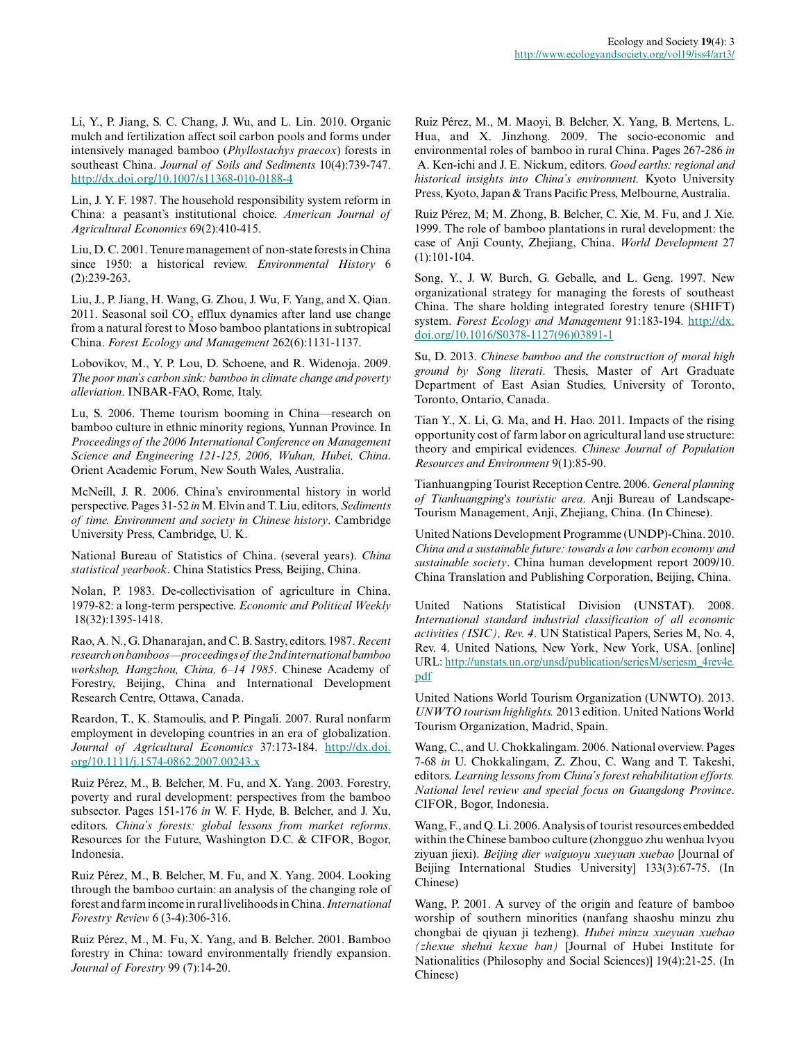Li, Y., P. Jiang, S. C. Chang, J. Wu, and L. Lin. 2010. Organic mulch and fertilization affect soil carbon pools and forms under intensively managed bamboo (*Phyllostachys praecox*) forests in southeast China. *Journal of Soils and Sediments* 10(4):739-747. http://dx.doi.org/10.1007/s11368-010-0188-4

Lin, J. Y. F. 1987. The household responsibility system reform in China: a peasant's institutional choice. *American Journal of Agricultural Economics* 69(2):410-415.

Liu, D. C. 2001. Tenure management of non-state forests in China since 1950: a historical review. *Environmental History* 6 (2):239-263.

Liu, J., P. Jiang, H. Wang, G. Zhou, J. Wu, F. Yang, and X. Qian. 2011. Seasonal soil $CO_2$ efflux dynamics after land use change from a natural forest to Moso bamboo plantations in subtropical China. *Forest Ecology and Management* 262(6):1131-1137.

Lobovikov, M., Y. P. Lou, D. Schoene, and R. Widenoja. 2009. *The poor man's carbon sink: bamboo in climate change and poverty alleviation*. INBAR-FAO, Rome, Italy.

Lu, S. 2006. Theme tourism booming in China—research on bamboo culture in ethnic minority regions, Yunnan Province. In *Proceedings of the 2006 International Conference on Management Science and Engineering 121-125, 2006, Wuhan, Hubei, China*. Orient Academic Forum, New South Wales, Australia.

McNeill, J. R. 2006. China's environmental history in world perspective. Pages 31-52 *in* M. Elvin and T. Liu, editors, *Sediments of time. Environment and society in Chinese history*. Cambridge University Press, Cambridge, U. K.

National Bureau of Statistics of China. (several years). *China statistical yearbook*. China Statistics Press, Beijing, China.

Nolan, P. 1983. De-collectivisation of agriculture in China, 1979-82: a long-term perspective. *Economic and Political Weekly* 18(32):1395-1418.

Rao, A. N., G. Dhanarajan, and C. B. Sastry, editors. 1987. *Recent research on bamboos—proceedings of the 2nd international bamboo workshop, Hangzhou, China, 6–14 1985*. Chinese Academy of Forestry, Beijing, China and International Development Research Centre, Ottawa, Canada.

Reardon, T., K. Stamoulis, and P. Pingali. 2007. Rural nonfarm employment in developing countries in an era of globalization. *Journal of Agricultural Economics* 37:173-184. http://dx.doi.org/10.1111/j.1574-0862.2007.00243.x

Ruiz Pérez, M., B. Belcher, M. Fu, and X. Yang. 2003. Forestry, poverty and rural development: perspectives from the bamboo subsector. Pages 151-176 *in* W. F. Hyde, B. Belcher, and J. Xu, editors. *China's forests: global lessons from market reforms*. Resources for the Future, Washington D.C. & CIFOR, Bogor, Indonesia.

Ruiz Pérez, M., B. Belcher, M. Fu, and X. Yang. 2004. Looking through the bamboo curtain: an analysis of the changing role of forest and farm income in rural livelihoods in China. *International Forestry Review* 6 (3-4):306-316.

Ruiz Pérez, M., M. Fu, X. Yang, and B. Belcher. 2001. Bamboo forestry in China: toward environmentally friendly expansion. *Journal of Forestry* 99 (7):14-20.

Ruiz Pérez, M., M. Maoyi, B. Belcher, X. Yang, B. Mertens, L. Hua, and X. Jinzhong. 2009. The socio-economic and environmental roles of bamboo in rural China. Pages 267-286 *in* A. Ken-ichi and J. E. Nickum, editors. *Good earths: regional and historical insights into China's environment.* Kyoto University Press, Kyoto, Japan & Trans Pacific Press, Melbourne, Australia.

Ruiz Pérez, M; M. Zhong, B. Belcher, C. Xie, M. Fu, and J. Xie. 1999. The role of bamboo plantations in rural development: the case of Anji County, Zhejiang, China. *World Development* 27 (1):101-104.

Song, Y., J. W. Burch, G. Geballe, and L. Geng. 1997. New organizational strategy for managing the forests of southeast China. The share holding integrated forestry tenure (SHIFT) system. *Forest Ecology and Management* 91:183-194. http://dx.doi.org/10.1016/S0378-1127(96)03891-1

Su, D. 2013. *Chinese bamboo and the construction of moral high ground by Song literati*. Thesis, Master of Art Graduate Department of East Asian Studies, University of Toronto, Toronto, Ontario, Canada.

Tian Y., X. Li, G. Ma, and H. Hao. 2011. Impacts of the rising opportunity cost of farm labor on agricultural land use structure: theory and empirical evidences. *Chinese Journal of Population Resources and Environment* 9(1):85-90.

Tianhuangping Tourist Reception Centre. 2006. *General planning of Tianhuangping's touristic area*. Anji Bureau of Landscape-Tourism Management, Anji, Zhejiang, China. (In Chinese).

United Nations Development Programme (UNDP)-China. 2010. *China and a sustainable future: towards a low carbon economy and sustainable society*. China human development report 2009/10. China Translation and Publishing Corporation, Beijing, China.

United Nations Statistical Division (UNSTAT). 2008. *International standard industrial classification of all economic activities (ISIC), Rev. 4*. UN Statistical Papers, Series M, No. 4, Rev. 4. United Nations, New York, New York, USA. [online] URL: http://unstats.un.org/unsd/publication/seriesM/seriesm_4rev4e.pdf

United Nations World Tourism Organization (UNWTO). 2013. *UNWTO tourism highlights.* 2013 edition. United Nations World Tourism Organization, Madrid, Spain.

Wang, C., and U. Chokkalingam. 2006. National overview. Pages 7-68 *in* U. Chokkalingam, Z. Zhou, C. Wang and T. Takeshi, editors. *Learning lessons from China's forest rehabilitation efforts. National level review and special focus on Guangdong Province*. CIFOR, Bogor, Indonesia.

Wang, F., and Q. Li. 2006. Analysis of tourist resources embedded within the Chinese bamboo culture (zhongguo zhu wenhua lvyou ziyuan jiexi). *Beijing dier waiguoyu xueyuan xuebao* [Journal of Beijing International Studies University] 133(3):67-75. (In Chinese)

Wang, P. 2001. A survey of the origin and feature of bamboo worship of southern minorities (nanfang shaoshu minzu zhu chongbai de qiyuan ji tezheng). *Hubei minzu xueyuan xuebao (zhexue shehui kexue ban)* [Journal of Hubei Institute for Nationalities (Philosophy and Social Sciences)] 19(4):21-25. (In Chinese)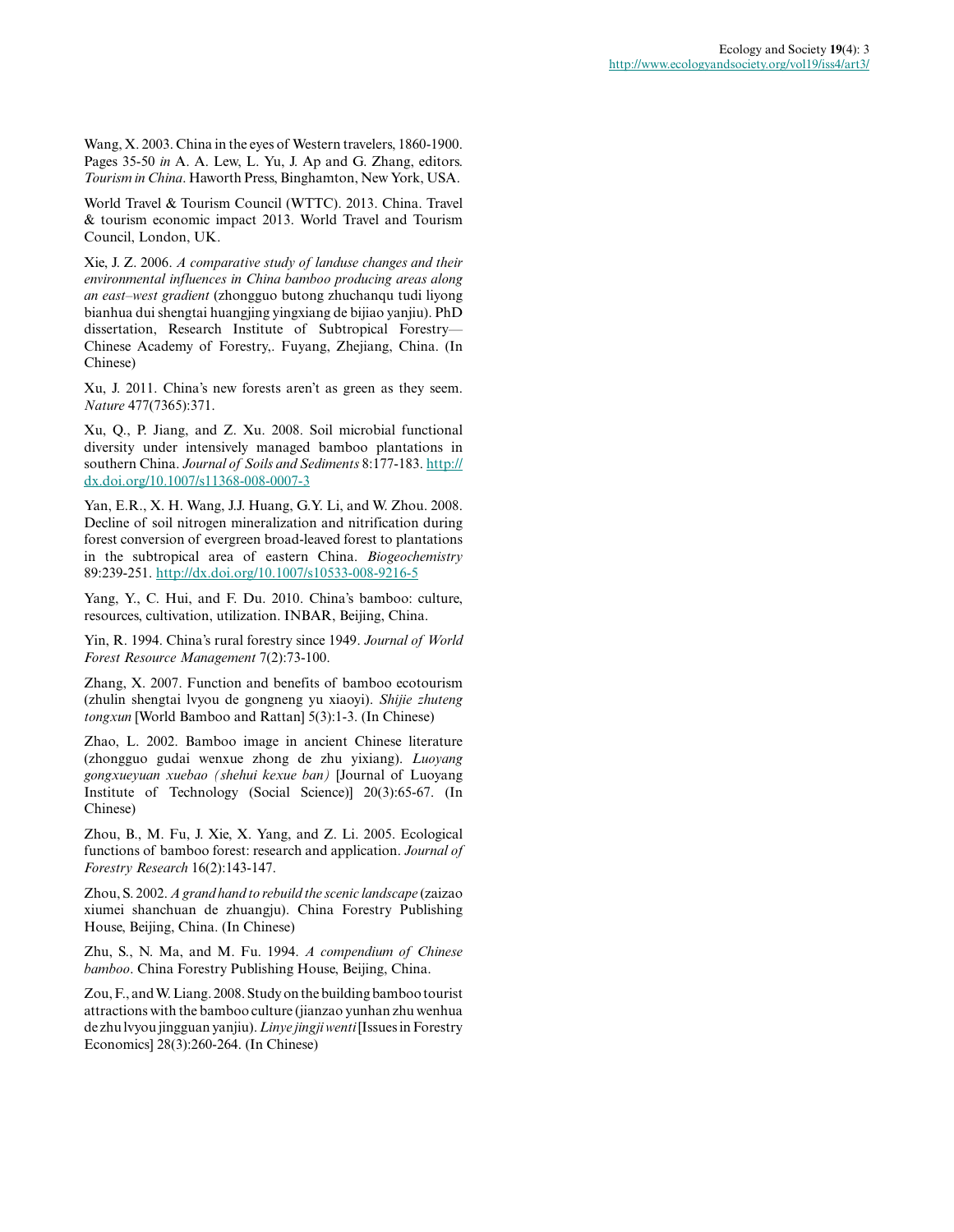Wang, X. 2003. China in the eyes of Western travelers, 1860-1900. Pages 35-50 *in* A. A. Lew, L. Yu, J. Ap and G. Zhang, editors. *Tourism in China*. Haworth Press, Binghamton, New York, USA.

World Travel & Tourism Council (WTTC). 2013. China. Travel & tourism economic impact 2013. World Travel and Tourism Council, London, UK.

Xie, J. Z. 2006. *A comparative study of landuse changes and their environmental influences in China bamboo producing areas along an east–west gradient* (zhongguo butong zhuchanqu tudi liyong bianhua dui shengtai huangjing yingxiang de bijiao yanjiu). PhD dissertation, Research Institute of Subtropical Forestry—Chinese Academy of Forestry,. Fuyang, Zhejiang, China. (In Chinese)

Xu, J. 2011. China's new forests aren't as green as they seem. *Nature* 477(7365):371.

Xu, Q., P. Jiang, and Z. Xu. 2008. Soil microbial functional diversity under intensively managed bamboo plantations in southern China. *Journal of Soils and Sediments* 8:177-183. http://dx.doi.org/10.1007/s11368-008-0007-3

Yan, E.R., X. H. Wang, J.J. Huang, G.Y. Li, and W. Zhou. 2008. Decline of soil nitrogen mineralization and nitrification during forest conversion of evergreen broad-leaved forest to plantations in the subtropical area of eastern China. *Biogeochemistry* 89:239-251. http://dx.doi.org/10.1007/s10533-008-9216-5

Yang, Y., C. Hui, and F. Du. 2010. China's bamboo: culture, resources, cultivation, utilization. INBAR, Beijing, China.

Yin, R. 1994. China's rural forestry since 1949. *Journal of World Forest Resource Management* 7(2):73-100.

Zhang, X. 2007. Function and benefits of bamboo ecotourism (zhulin shengtai lvyou de gongneng yu xiaoyi). *Shijie zhuteng tongxun* [World Bamboo and Rattan] 5(3):1-3. (In Chinese)

Zhao, L. 2002. Bamboo image in ancient Chinese literature (zhongguo gudai wenxue zhong de zhu yixiang). *Luoyang gongxueyuan xuebao (shehui kexue ban)* [Journal of Luoyang Institute of Technology (Social Science)] 20(3):65-67. (In Chinese)

Zhou, B., M. Fu, J. Xie, X. Yang, and Z. Li. 2005. Ecological functions of bamboo forest: research and application. *Journal of Forestry Research* 16(2):143-147.

Zhou, S. 2002. *A grand hand to rebuild the scenic landscape* (zaizao xiumei shanchuan de zhuangju). China Forestry Publishing House, Beijing, China. (In Chinese)

Zhu, S., N. Ma, and M. Fu. 1994. *A compendium of Chinese bamboo*. China Forestry Publishing House, Beijing, China.

Zou, F., and W. Liang. 2008. Study on the building bamboo tourist attractions with the bamboo culture (jianzao yunhan zhu wenhua de zhu lvyou jingguan yanjiu). *Linye jingji wenti* [Issues in Forestry Economics] 28(3):260-264. (In Chinese)